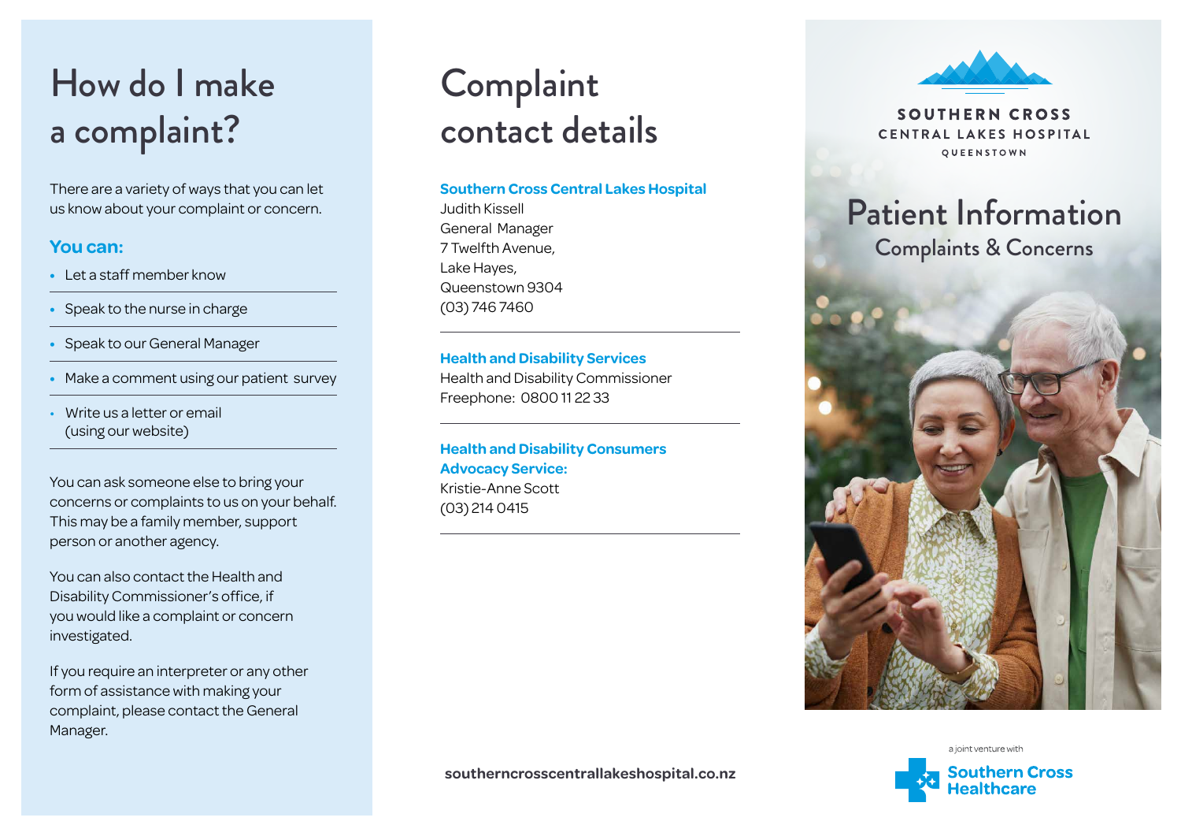# How do I make a complaint?

There are a variety of ways that you can let us know about your complaint or concern.

**You can:**

- Let a staff member know
- Speak to the nurse in charge
- Speak to our General Manager
- Make a comment using our patient survey
- Write us a letter or email (using our website)

You can ask someone else to bring your concerns or complaints to us on your behalf. This may be a family member, support person or another agency.

You can also contact the Health and Disability Commissioner's office, if you would like a complaint or concern investigated.

If you require an interpreter or any other form of assistance with making your complaint, please contact the General Manager.

# Complaint contact details

**Southern Cross Central Lakes Hospital**
Judith Kissell
General Manager
7 Twelfth Avenue,
Lake Hayes,
Queenstown 9304
(03) 746 7460

**Health and Disability Services**
Health and Disability Commissioner
Freephone: 0800 11 22 33

**Health and Disability Consumers Advocacy Service:**
Kristie-Anne Scott
(03) 214 0415

**southerncrosscentrallakeshospital.co.nz**

SOUTHERN CROSS
CENTRAL LAKES HOSPITAL
QUEENSTOWN

# Patient Information

## Complaints & Concerns

a joint venture with
Southern Cross Healthcare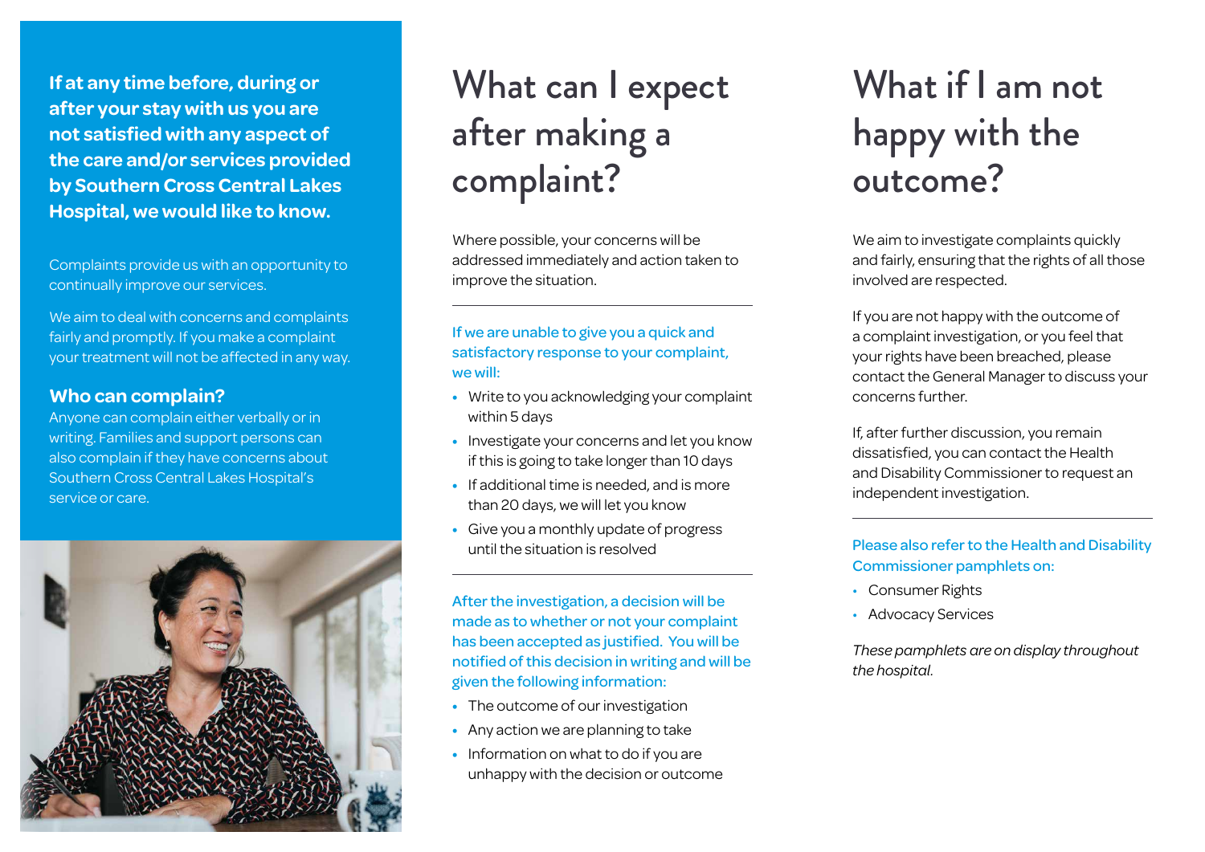**If at any time before, during or after your stay with us you are not satisfied with any aspect of the care and/or services provided by Southern Cross Central Lakes Hospital, we would like to know.**

Complaints provide us with an opportunity to continually improve our services.

We aim to deal with concerns and complaints fairly and promptly. If you make a complaint your treatment will not be affected in any way.

### Who can complain?

Anyone can complain either verbally or in writing. Families and support persons can also complain if they have concerns about Southern Cross Central Lakes Hospital's service or care.

# What can I expect after making a complaint?

Where possible, your concerns will be addressed immediately and action taken to improve the situation.

---

If we are unable to give you a quick and satisfactory response to your complaint, we will:

- Write to you acknowledging your complaint within 5 days
- Investigate your concerns and let you know if this is going to take longer than 10 days
- If additional time is needed, and is more than 20 days, we will let you know
- Give you a monthly update of progress until the situation is resolved

---

After the investigation, a decision will be made as to whether or not your complaint has been accepted as justified. You will be notified of this decision in writing and will be given the following information:

- The outcome of our investigation
- Any action we are planning to take
- Information on what to do if you are unhappy with the decision or outcome

# What if I am not happy with the outcome?

We aim to investigate complaints quickly and fairly, ensuring that the rights of all those involved are respected.

If you are not happy with the outcome of a complaint investigation, or you feel that your rights have been breached, please contact the General Manager to discuss your concerns further.

If, after further discussion, you remain dissatisfied, you can contact the Health and Disability Commissioner to request an independent investigation.

---

Please also refer to the Health and Disability Commissioner pamphlets on:

- Consumer Rights
- Advocacy Services

*These pamphlets are on display throughout the hospital.*